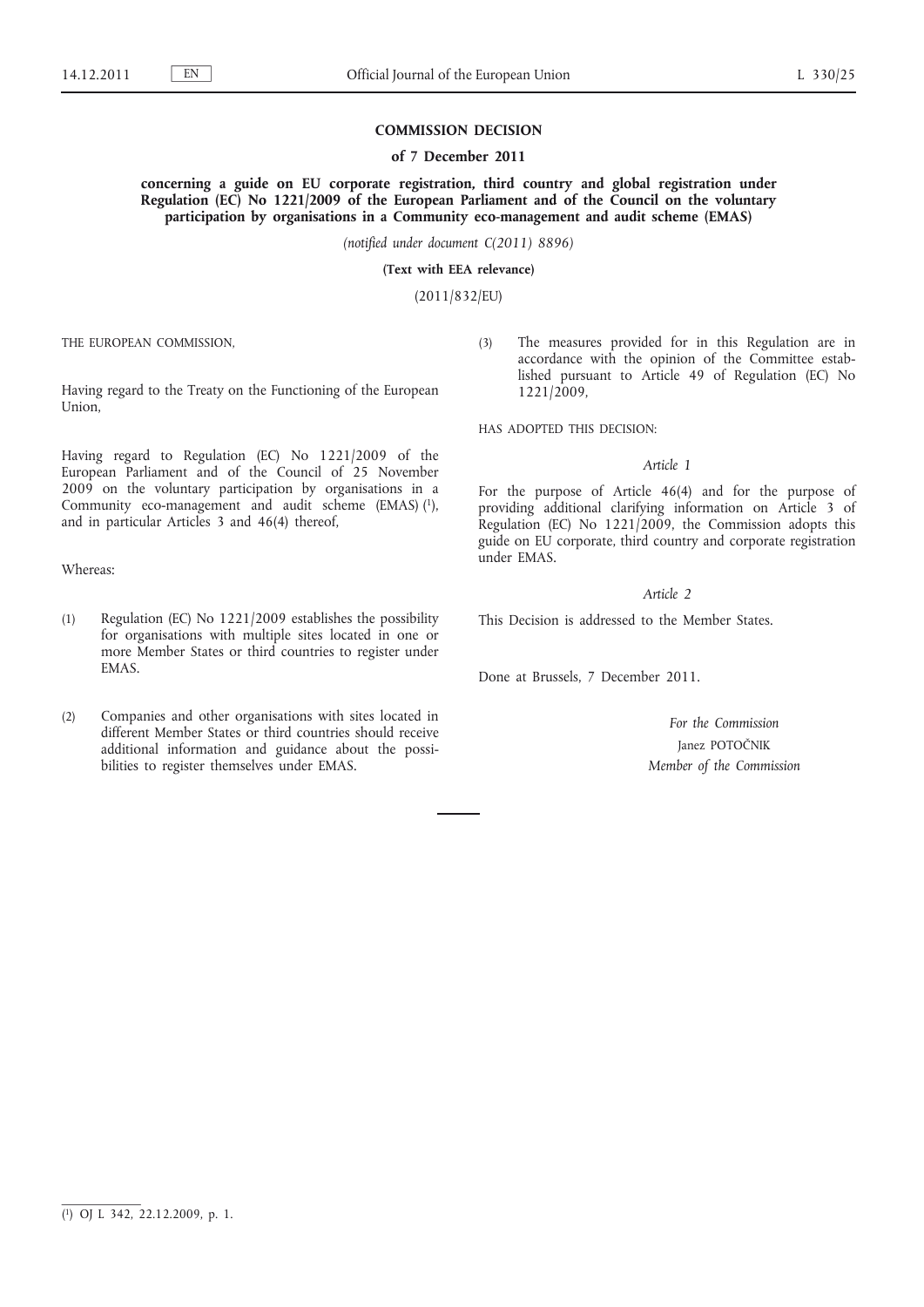# COMMISSION DECISION

## of 7 December 2011

## concerning a guide on EU corporate registration, third country and global registration under Regulation (EC) No 1221/2009 of the European Parliament and of the Council on the voluntary participation by organisations in a Community eco-management and audit scheme (EMAS)

*(notified under document C(2011) 8896)*

**(Text with EEA relevance)**

(2011/832/EU)

THE EUROPEAN COMMISSION,

Having regard to the Treaty on the Functioning of the European Union,

Having regard to Regulation (EC) No 1221/2009 of the European Parliament and of the Council of 25 November 2009 on the voluntary participation by organisations in a Community eco-management and audit scheme (EMAS) [1], and in particular Articles 3 and 46(4) thereof,

Whereas:

(1) Regulation (EC) No 1221/2009 establishes the possibility for organisations with multiple sites located in one or more Member States or third countries to register under EMAS.

(2) Companies and other organisations with sites located in different Member States or third countries should receive additional information and guidance about the possibilities to register themselves under EMAS.

(3) The measures provided for in this Regulation are in accordance with the opinion of the Committee established pursuant to Article 49 of Regulation (EC) No 1221/2009,

HAS ADOPTED THIS DECISION:

*Article 1*

For the purpose of Article 46(4) and for the purpose of providing additional clarifying information on Article 3 of Regulation (EC) No 1221/2009, the Commission adopts this guide on EU corporate, third country and corporate registration under EMAS.

*Article 2*

This Decision is addressed to the Member States.

Done at Brussels, 7 December 2011.

*For the Commission*

Janez POTOČNIK

*Member of the Commission*

---

[1] OJ L 342, 22.12.2009, p. 1.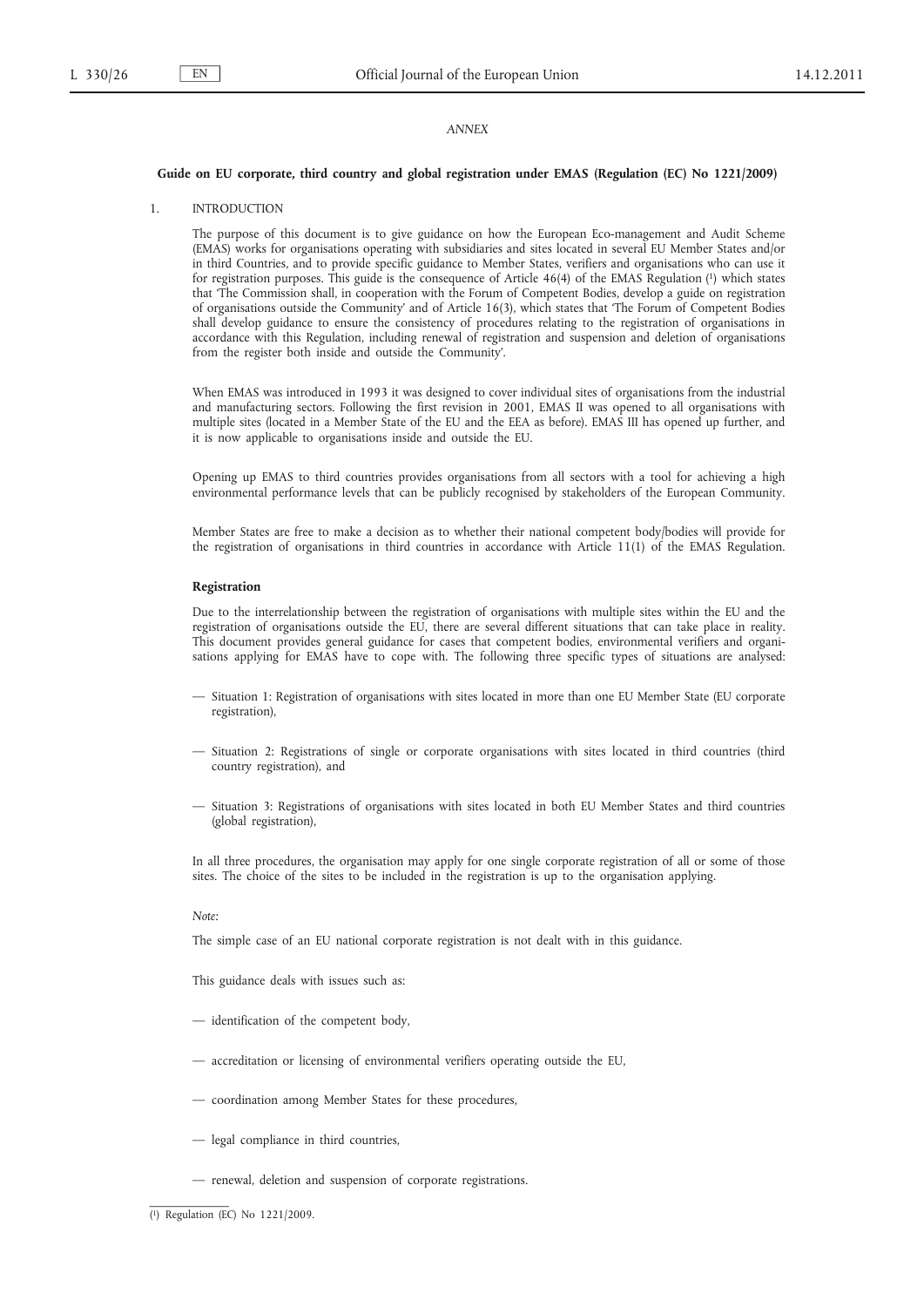*ANNEX*

**Guide on EU corporate, third country and global registration under EMAS (Regulation (EC) No 1221/2009)**

## 1. INTRODUCTION

The purpose of this document is to give guidance on how the European Eco-management and Audit Scheme (EMAS) works for organisations operating with subsidiaries and sites located in several EU Member States and/or in third Countries, and to provide specific guidance to Member States, verifiers and organisations who can use it for registration purposes. This guide is the consequence of Article 46(4) of the EMAS Regulation [1] which states that 'The Commission shall, in cooperation with the Forum of Competent Bodies, develop a guide on registration of organisations outside the Community' and of Article 16(3), which states that 'The Forum of Competent Bodies shall develop guidance to ensure the consistency of procedures relating to the registration of organisations in accordance with this Regulation, including renewal of registration and suspension and deletion of organisations from the register both inside and outside the Community'.

When EMAS was introduced in 1993 it was designed to cover individual sites of organisations from the industrial and manufacturing sectors. Following the first revision in 2001, EMAS II was opened to all organisations with multiple sites (located in a Member State of the EU and the EEA as before). EMAS III has opened up further, and it is now applicable to organisations inside and outside the EU.

Opening up EMAS to third countries provides organisations from all sectors with a tool for achieving a high environmental performance levels that can be publicly recognised by stakeholders of the European Community.

Member States are free to make a decision as to whether their national competent body/bodies will provide for the registration of organisations in third countries in accordance with Article 11(1) of the EMAS Regulation.

**Registration**

Due to the interrelationship between the registration of organisations with multiple sites within the EU and the registration of organisations outside the EU, there are several different situations that can take place in reality. This document provides general guidance for cases that competent bodies, environmental verifiers and organisations applying for EMAS have to cope with. The following three specific types of situations are analysed:

- Situation 1: Registration of organisations with sites located in more than one EU Member State (EU corporate registration),
- Situation 2: Registrations of single or corporate organisations with sites located in third countries (third country registration), and
- Situation 3: Registrations of organisations with sites located in both EU Member States and third countries (global registration),

In all three procedures, the organisation may apply for one single corporate registration of all or some of those sites. The choice of the sites to be included in the registration is up to the organisation applying.

*Note:*

The simple case of an EU national corporate registration is not dealt with in this guidance.

This guidance deals with issues such as:

- identification of the competent body,
- accreditation or licensing of environmental verifiers operating outside the EU,
- coordination among Member States for these procedures,
- legal compliance in third countries,
- renewal, deletion and suspension of corporate registrations.

---

[1] Regulation (EC) No 1221/2009.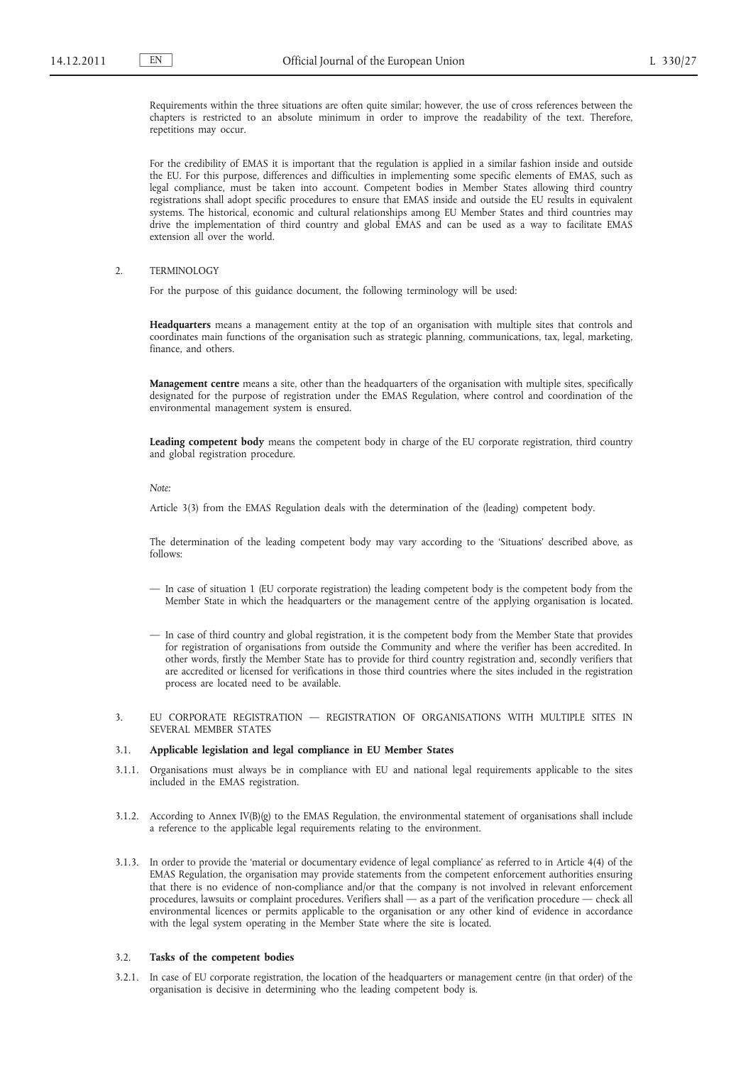Requirements within the three situations are often quite similar; however, the use of cross references between the chapters is restricted to an absolute minimum in order to improve the readability of the text. Therefore, repetitions may occur.

For the credibility of EMAS it is important that the regulation is applied in a similar fashion inside and outside the EU. For this purpose, differences and difficulties in implementing some specific elements of EMAS, such as legal compliance, must be taken into account. Competent bodies in Member States allowing third country registrations shall adopt specific procedures to ensure that EMAS inside and outside the EU results in equivalent systems. The historical, economic and cultural relationships among EU Member States and third countries may drive the implementation of third country and global EMAS and can be used as a way to facilitate EMAS extension all over the world.

## 2. TERMINOLOGY

For the purpose of this guidance document, the following terminology will be used:

**Headquarters** means a management entity at the top of an organisation with multiple sites that controls and coordinates main functions of the organisation such as strategic planning, communications, tax, legal, marketing, finance, and others.

**Management centre** means a site, other than the headquarters of the organisation with multiple sites, specifically designated for the purpose of registration under the EMAS Regulation, where control and coordination of the environmental management system is ensured.

**Leading competent body** means the competent body in charge of the EU corporate registration, third country and global registration procedure.

*Note:*

Article 3(3) from the EMAS Regulation deals with the determination of the (leading) competent body.

The determination of the leading competent body may vary according to the 'Situations' described above, as follows:

— In case of situation 1 (EU corporate registration) the leading competent body is the competent body from the Member State in which the headquarters or the management centre of the applying organisation is located.

— In case of third country and global registration, it is the competent body from the Member State that provides for registration of organisations from outside the Community and where the verifier has been accredited. In other words, firstly the Member State has to provide for third country registration and, secondly verifiers that are accredited or licensed for verifications in those third countries where the sites included in the registration process are located need to be available.

## 3. EU CORPORATE REGISTRATION — REGISTRATION OF ORGANISATIONS WITH MULTIPLE SITES IN SEVERAL MEMBER STATES

### 3.1. Applicable legislation and legal compliance in EU Member States

3.1.1. Organisations must always be in compliance with EU and national legal requirements applicable to the sites included in the EMAS registration.

3.1.2. According to Annex IV(B)(g) to the EMAS Regulation, the environmental statement of organisations shall include a reference to the applicable legal requirements relating to the environment.

3.1.3. In order to provide the 'material or documentary evidence of legal compliance' as referred to in Article 4(4) of the EMAS Regulation, the organisation may provide statements from the competent enforcement authorities ensuring that there is no evidence of non-compliance and/or that the company is not involved in relevant enforcement procedures, lawsuits or complaint procedures. Verifiers shall — as a part of the verification procedure — check all environmental licences or permits applicable to the organisation or any other kind of evidence in accordance with the legal system operating in the Member State where the site is located.

### 3.2. Tasks of the competent bodies

3.2.1. In case of EU corporate registration, the location of the headquarters or management centre (in that order) of the organisation is decisive in determining who the leading competent body is.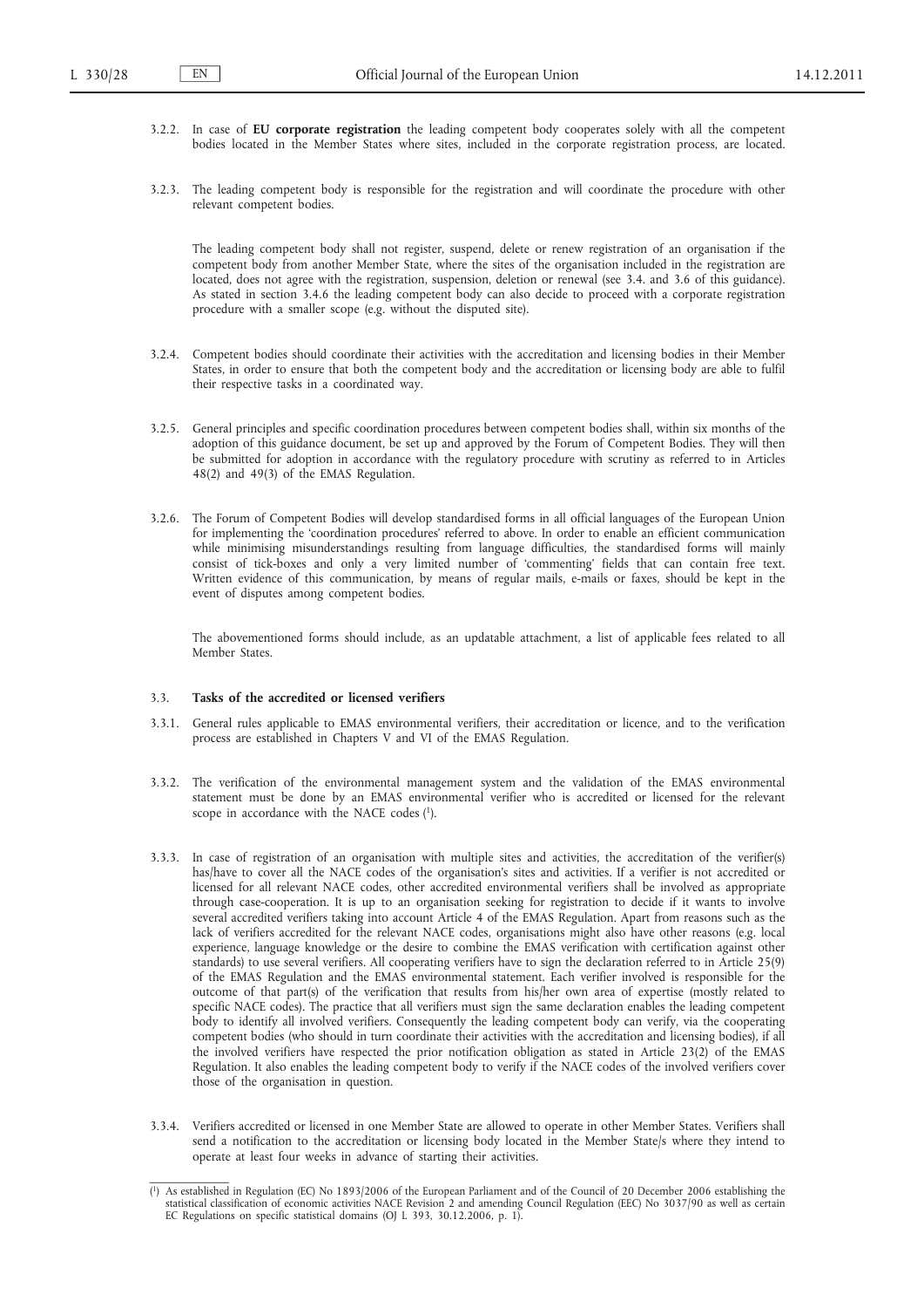3.2.2. In case of **EU corporate registration** the leading competent body cooperates solely with all the competent bodies located in the Member States where sites, included in the corporate registration process, are located.

3.2.3. The leading competent body is responsible for the registration and will coordinate the procedure with other relevant competent bodies.

The leading competent body shall not register, suspend, delete or renew registration of an organisation if the competent body from another Member State, where the sites of the organisation included in the registration are located, does not agree with the registration, suspension, deletion or renewal (see 3.4. and 3.6 of this guidance). As stated in section 3.4.6 the leading competent body can also decide to proceed with a corporate registration procedure with a smaller scope (e.g. without the disputed site).

3.2.4. Competent bodies should coordinate their activities with the accreditation and licensing bodies in their Member States, in order to ensure that both the competent body and the accreditation or licensing body are able to fulfil their respective tasks in a coordinated way.

3.2.5. General principles and specific coordination procedures between competent bodies shall, within six months of the adoption of this guidance document, be set up and approved by the Forum of Competent Bodies. They will then be submitted for adoption in accordance with the regulatory procedure with scrutiny as referred to in Articles 48(2) and 49(3) of the EMAS Regulation.

3.2.6. The Forum of Competent Bodies will develop standardised forms in all official languages of the European Union for implementing the 'coordination procedures' referred to above. In order to enable an efficient communication while minimising misunderstandings resulting from language difficulties, the standardised forms will mainly consist of tick-boxes and only a very limited number of 'commenting' fields that can contain free text. Written evidence of this communication, by means of regular mails, e-mails or faxes, should be kept in the event of disputes among competent bodies.

The abovementioned forms should include, as an updatable attachment, a list of applicable fees related to all Member States.

### 3.3. Tasks of the accredited or licensed verifiers

3.3.1. General rules applicable to EMAS environmental verifiers, their accreditation or licence, and to the verification process are established in Chapters V and VI of the EMAS Regulation.

3.3.2. The verification of the environmental management system and the validation of the EMAS environmental statement must be done by an EMAS environmental verifier who is accredited or licensed for the relevant scope in accordance with the NACE codes [1].

3.3.3. In case of registration of an organisation with multiple sites and activities, the accreditation of the verifier(s) has/have to cover all the NACE codes of the organisation's sites and activities. If a verifier is not accredited or licensed for all relevant NACE codes, other accredited environmental verifiers shall be involved as appropriate through case-cooperation. It is up to an organisation seeking for registration to decide if it wants to involve several accredited verifiers taking into account Article 4 of the EMAS Regulation. Apart from reasons such as the lack of verifiers accredited for the relevant NACE codes, organisations might also have other reasons (e.g. local experience, language knowledge or the desire to combine the EMAS verification with certification against other standards) to use several verifiers. All cooperating verifiers have to sign the declaration referred to in Article 25(9) of the EMAS Regulation and the EMAS environmental statement. Each verifier involved is responsible for the outcome of that part(s) of the verification that results from his/her own area of expertise (mostly related to specific NACE codes). The practice that all verifiers must sign the same declaration enables the leading competent body to identify all involved verifiers. Consequently the leading competent body can verify, via the cooperating competent bodies (who should in turn coordinate their activities with the accreditation and licensing bodies), if all the involved verifiers have respected the prior notification obligation as stated in Article 23(2) of the EMAS Regulation. It also enables the leading competent body to verify if the NACE codes of the involved verifiers cover those of the organisation in question.

3.3.4. Verifiers accredited or licensed in one Member State are allowed to operate in other Member States. Verifiers shall send a notification to the accreditation or licensing body located in the Member State/s where they intend to operate at least four weeks in advance of starting their activities.

[1] As established in Regulation (EC) No 1893/2006 of the European Parliament and of the Council of 20 December 2006 establishing the statistical classification of economic activities NACE Revision 2 and amending Council Regulation (EEC) No 3037/90 as well as certain EC Regulations on specific statistical domains (OJ L 393, 30.12.2006, p. 1).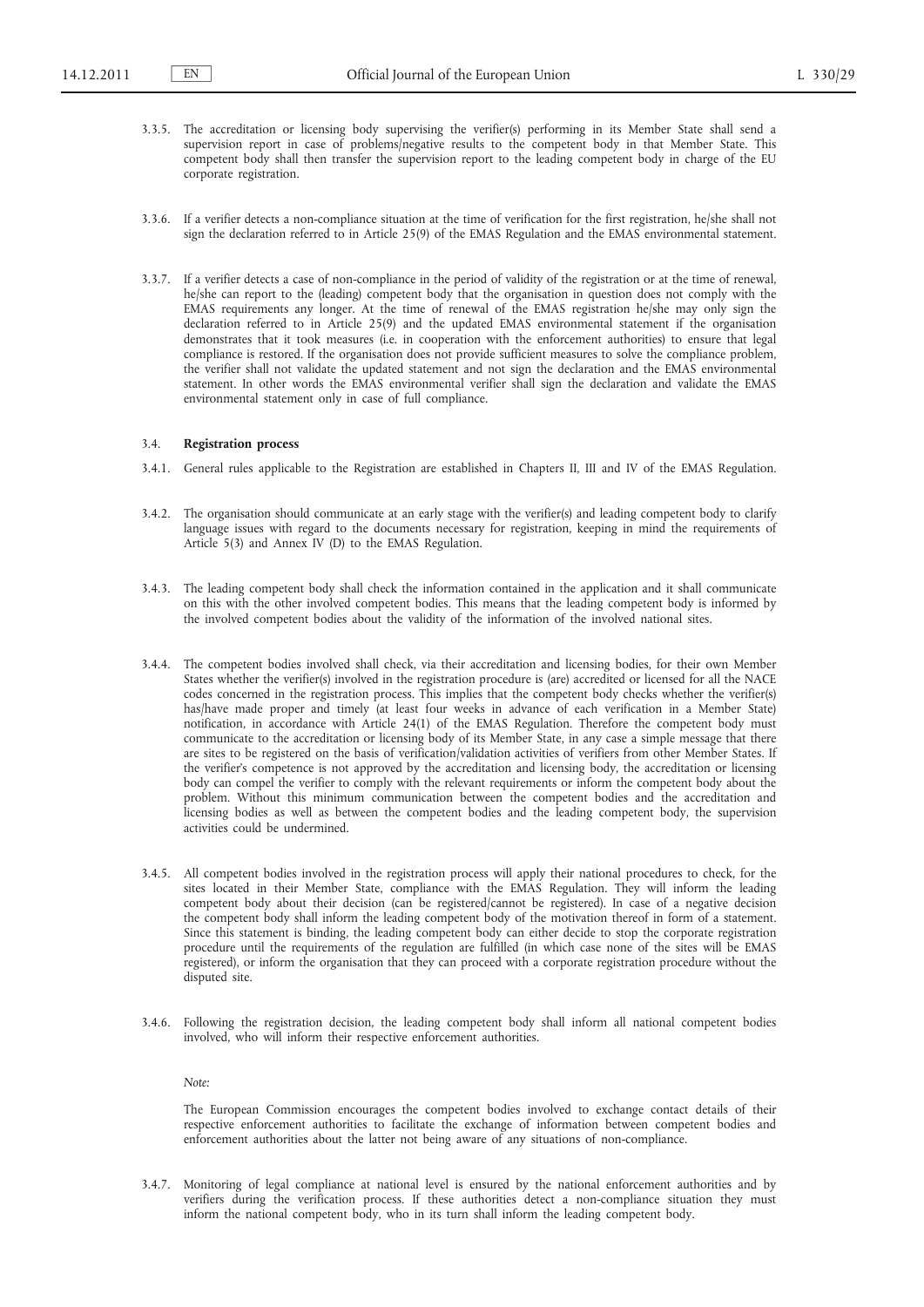3.3.5. The accreditation or licensing body supervising the verifier(s) performing in its Member State shall send a supervision report in case of problems/negative results to the competent body in that Member State. This competent body shall then transfer the supervision report to the leading competent body in charge of the EU corporate registration.

3.3.6. If a verifier detects a non-compliance situation at the time of verification for the first registration, he/she shall not sign the declaration referred to in Article 25(9) of the EMAS Regulation and the EMAS environmental statement.

3.3.7. If a verifier detects a case of non-compliance in the period of validity of the registration or at the time of renewal, he/she can report to the (leading) competent body that the organisation in question does not comply with the EMAS requirements any longer. At the time of renewal of the EMAS registration he/she may only sign the declaration referred to in Article 25(9) and the updated EMAS environmental statement if the organisation demonstrates that it took measures (i.e. in cooperation with the enforcement authorities) to ensure that legal compliance is restored. If the organisation does not provide sufficient measures to solve the compliance problem, the verifier shall not validate the updated statement and not sign the declaration and the EMAS environmental statement. In other words the EMAS environmental verifier shall sign the declaration and validate the EMAS environmental statement only in case of full compliance.

3.4. **Registration process**

3.4.1. General rules applicable to the Registration are established in Chapters II, III and IV of the EMAS Regulation.

3.4.2. The organisation should communicate at an early stage with the verifier(s) and leading competent body to clarify language issues with regard to the documents necessary for registration, keeping in mind the requirements of Article 5(3) and Annex IV (D) to the EMAS Regulation.

3.4.3. The leading competent body shall check the information contained in the application and it shall communicate on this with the other involved competent bodies. This means that the leading competent body is informed by the involved competent bodies about the validity of the information of the involved national sites.

3.4.4. The competent bodies involved shall check, via their accreditation and licensing bodies, for their own Member States whether the verifier(s) involved in the registration procedure is (are) accredited or licensed for all the NACE codes concerned in the registration process. This implies that the competent body checks whether the verifier(s) has/have made proper and timely (at least four weeks in advance of each verification in a Member State) notification, in accordance with Article 24(1) of the EMAS Regulation. Therefore the competent body must communicate to the accreditation or licensing body of its Member State, in any case a simple message that there are sites to be registered on the basis of verification/validation activities of verifiers from other Member States. If the verifier's competence is not approved by the accreditation and licensing body, the accreditation or licensing body can compel the verifier to comply with the relevant requirements or inform the competent body about the problem. Without this minimum communication between the competent bodies and the accreditation and licensing bodies as well as between the competent bodies and the leading competent body, the supervision activities could be undermined.

3.4.5. All competent bodies involved in the registration process will apply their national procedures to check, for the sites located in their Member State, compliance with the EMAS Regulation. They will inform the leading competent body about their decision (can be registered/cannot be registered). In case of a negative decision the competent body shall inform the leading competent body of the motivation thereof in form of a statement. Since this statement is binding, the leading competent body can either decide to stop the corporate registration procedure until the requirements of the regulation are fulfilled (in which case none of the sites will be EMAS registered), or inform the organisation that they can proceed with a corporate registration procedure without the disputed site.

3.4.6. Following the registration decision, the leading competent body shall inform all national competent bodies involved, who will inform their respective enforcement authorities.

*Note:*

The European Commission encourages the competent bodies involved to exchange contact details of their respective enforcement authorities to facilitate the exchange of information between competent bodies and enforcement authorities about the latter not being aware of any situations of non-compliance.

3.4.7. Monitoring of legal compliance at national level is ensured by the national enforcement authorities and by verifiers during the verification process. If these authorities detect a non-compliance situation they must inform the national competent body, who in its turn shall inform the leading competent body.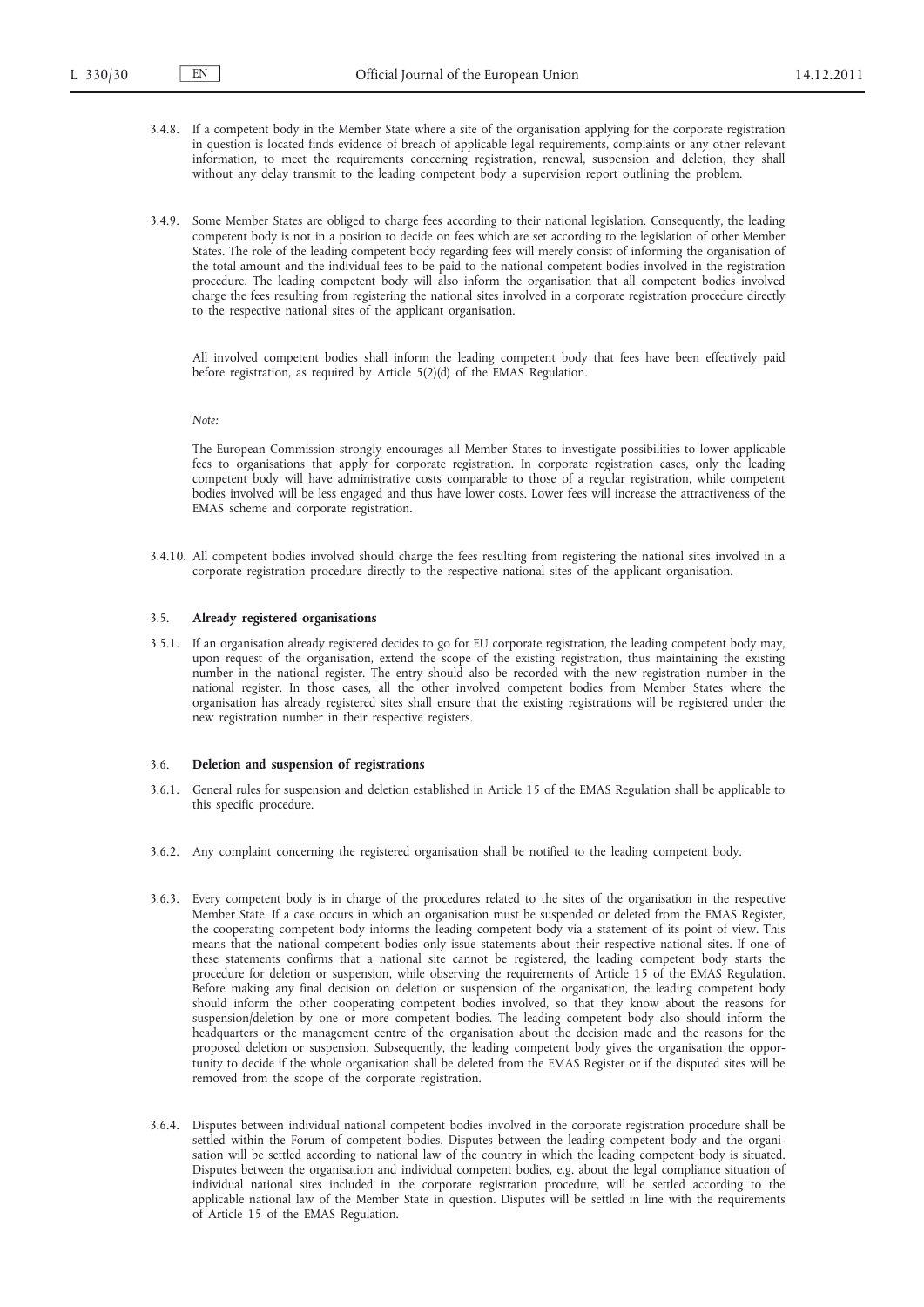3.4.8. If a competent body in the Member State where a site of the organisation applying for the corporate registration in question is located finds evidence of breach of applicable legal requirements, complaints or any other relevant information, to meet the requirements concerning registration, renewal, suspension and deletion, they shall without any delay transmit to the leading competent body a supervision report outlining the problem.

3.4.9. Some Member States are obliged to charge fees according to their national legislation. Consequently, the leading competent body is not in a position to decide on fees which are set according to the legislation of other Member States. The role of the leading competent body regarding fees will merely consist of informing the organisation of the total amount and the individual fees to be paid to the national competent bodies involved in the registration procedure. The leading competent body will also inform the organisation that all competent bodies involved charge the fees resulting from registering the national sites involved in a corporate registration procedure directly to the respective national sites of the applicant organisation.

All involved competent bodies shall inform the leading competent body that fees have been effectively paid before registration, as required by Article 5(2)(d) of the EMAS Regulation.

*Note:*

The European Commission strongly encourages all Member States to investigate possibilities to lower applicable fees to organisations that apply for corporate registration. In corporate registration cases, only the leading competent body will have administrative costs comparable to those of a regular registration, while competent bodies involved will be less engaged and thus have lower costs. Lower fees will increase the attractiveness of the EMAS scheme and corporate registration.

3.4.10. All competent bodies involved should charge the fees resulting from registering the national sites involved in a corporate registration procedure directly to the respective national sites of the applicant organisation.

### 3.5. **Already registered organisations**

3.5.1. If an organisation already registered decides to go for EU corporate registration, the leading competent body may, upon request of the organisation, extend the scope of the existing registration, thus maintaining the existing number in the national register. The entry should also be recorded with the new registration number in the national register. In those cases, all the other involved competent bodies from Member States where the organisation has already registered sites shall ensure that the existing registrations will be registered under the new registration number in their respective registers.

### 3.6. **Deletion and suspension of registrations**

3.6.1. General rules for suspension and deletion established in Article 15 of the EMAS Regulation shall be applicable to this specific procedure.

3.6.2. Any complaint concerning the registered organisation shall be notified to the leading competent body.

3.6.3. Every competent body is in charge of the procedures related to the sites of the organisation in the respective Member State. If a case occurs in which an organisation must be suspended or deleted from the EMAS Register, the cooperating competent body informs the leading competent body via a statement of its point of view. This means that the national competent bodies only issue statements about their respective national sites. If one of these statements confirms that a national site cannot be registered, the leading competent body starts the procedure for deletion or suspension, while observing the requirements of Article 15 of the EMAS Regulation. Before making any final decision on deletion or suspension of the organisation, the leading competent body should inform the other cooperating competent bodies involved, so that they know about the reasons for suspension/deletion by one or more competent bodies. The leading competent body also should inform the headquarters or the management centre of the organisation about the decision made and the reasons for the proposed deletion or suspension. Subsequently, the leading competent body gives the organisation the opportunity to decide if the whole organisation shall be deleted from the EMAS Register or if the disputed sites will be removed from the scope of the corporate registration.

3.6.4. Disputes between individual national competent bodies involved in the corporate registration procedure shall be settled within the Forum of competent bodies. Disputes between the leading competent body and the organisation will be settled according to national law of the country in which the leading competent body is situated. Disputes between the organisation and individual competent bodies, e.g. about the legal compliance situation of individual national sites included in the corporate registration procedure, will be settled according to the applicable national law of the Member State in question. Disputes will be settled in line with the requirements of Article 15 of the EMAS Regulation.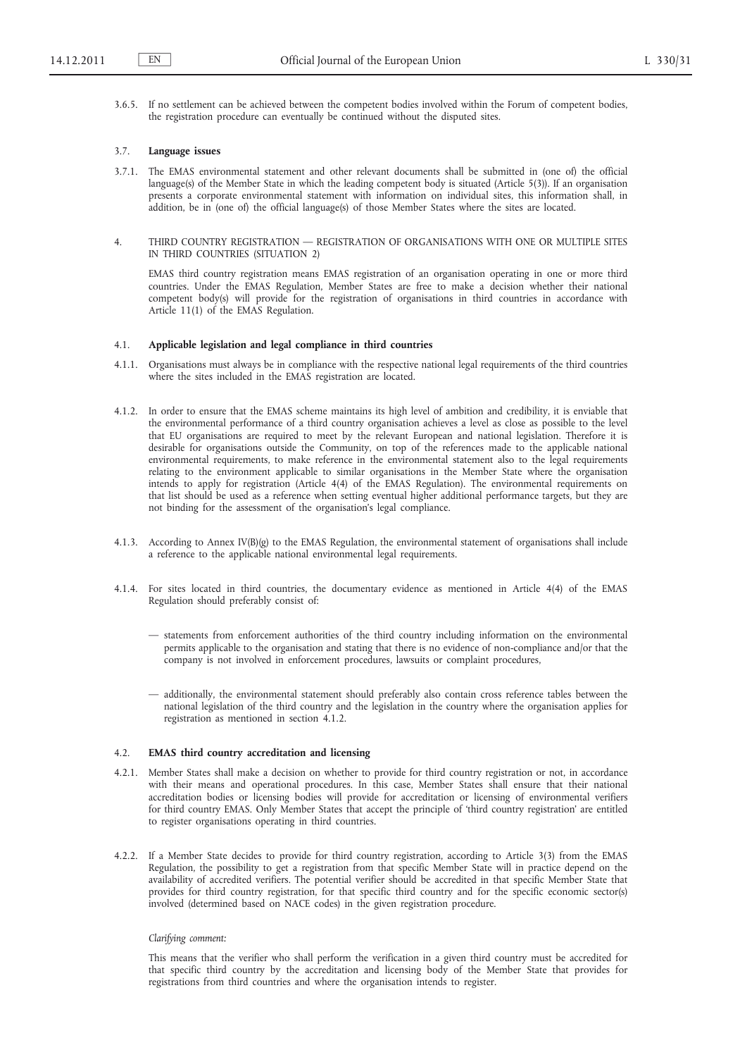3.6.5. If no settlement can be achieved between the competent bodies involved within the Forum of competent bodies, the registration procedure can eventually be continued without the disputed sites.

### 3.7. **Language issues**

3.7.1. The EMAS environmental statement and other relevant documents shall be submitted in (one of) the official language(s) of the Member State in which the leading competent body is situated (Article 5(3)). If an organisation presents a corporate environmental statement with information on individual sites, this information shall, in addition, be in (one of) the official language(s) of those Member States where the sites are located.

## 4. THIRD COUNTRY REGISTRATION — REGISTRATION OF ORGANISATIONS WITH ONE OR MULTIPLE SITES IN THIRD COUNTRIES (SITUATION 2)

EMAS third country registration means EMAS registration of an organisation operating in one or more third countries. Under the EMAS Regulation, Member States are free to make a decision whether their national competent body(s) will provide for the registration of organisations in third countries in accordance with Article 11(1) of the EMAS Regulation.

### 4.1. **Applicable legislation and legal compliance in third countries**

4.1.1. Organisations must always be in compliance with the respective national legal requirements of the third countries where the sites included in the EMAS registration are located.

4.1.2. In order to ensure that the EMAS scheme maintains its high level of ambition and credibility, it is enviable that the environmental performance of a third country organisation achieves a level as close as possible to the level that EU organisations are required to meet by the relevant European and national legislation. Therefore it is desirable for organisations outside the Community, on top of the references made to the applicable national environmental requirements, to make reference in the environmental statement also to the legal requirements relating to the environment applicable to similar organisations in the Member State where the organisation intends to apply for registration (Article 4(4) of the EMAS Regulation). The environmental requirements on that list should be used as a reference when setting eventual higher additional performance targets, but they are not binding for the assessment of the organisation's legal compliance.

4.1.3. According to Annex IV(B)(g) to the EMAS Regulation, the environmental statement of organisations shall include a reference to the applicable national environmental legal requirements.

4.1.4. For sites located in third countries, the documentary evidence as mentioned in Article 4(4) of the EMAS Regulation should preferably consist of:

- statements from enforcement authorities of the third country including information on the environmental permits applicable to the organisation and stating that there is no evidence of non-compliance and/or that the company is not involved in enforcement procedures, lawsuits or complaint procedures,
- additionally, the environmental statement should preferably also contain cross reference tables between the national legislation of the third country and the legislation in the country where the organisation applies for registration as mentioned in section 4.1.2.

### 4.2. **EMAS third country accreditation and licensing**

4.2.1. Member States shall make a decision on whether to provide for third country registration or not, in accordance with their means and operational procedures. In this case, Member States shall ensure that their national accreditation bodies or licensing bodies will provide for accreditation or licensing of environmental verifiers for third country EMAS. Only Member States that accept the principle of 'third country registration' are entitled to register organisations operating in third countries.

4.2.2. If a Member State decides to provide for third country registration, according to Article 3(3) from the EMAS Regulation, the possibility to get a registration from that specific Member State will in practice depend on the availability of accredited verifiers. The potential verifier should be accredited in that specific Member State that provides for third country registration, for that specific third country and for the specific economic sector(s) involved (determined based on NACE codes) in the given registration procedure.

*Clarifying comment:*

This means that the verifier who shall perform the verification in a given third country must be accredited for that specific third country by the accreditation and licensing body of the Member State that provides for registrations from third countries and where the organisation intends to register.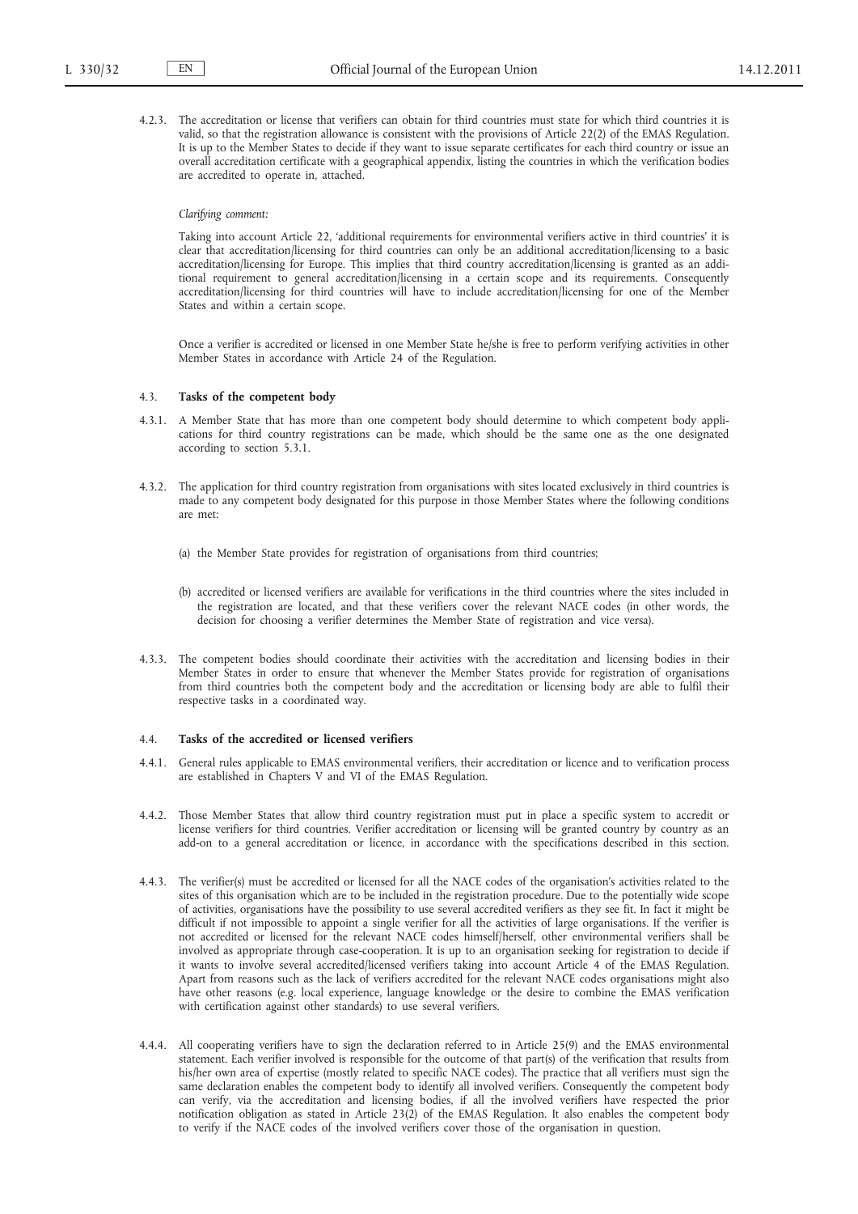4.2.3. The accreditation or license that verifiers can obtain for third countries must state for which third countries it is valid, so that the registration allowance is consistent with the provisions of Article 22(2) of the EMAS Regulation. It is up to the Member States to decide if they want to issue separate certificates for each third country or issue an overall accreditation certificate with a geographical appendix, listing the countries in which the verification bodies are accredited to operate in, attached.

*Clarifying comment:*

Taking into account Article 22, 'additional requirements for environmental verifiers active in third countries' it is clear that accreditation/licensing for third countries can only be an additional accreditation/licensing to a basic accreditation/licensing for Europe. This implies that third country accreditation/licensing is granted as an additional requirement to general accreditation/licensing in a certain scope and its requirements. Consequently accreditation/licensing for third countries will have to include accreditation/licensing for one of the Member States and within a certain scope.

Once a verifier is accredited or licensed in one Member State he/she is free to perform verifying activities in other Member States in accordance with Article 24 of the Regulation.

### 4.3. **Tasks of the competent body**

4.3.1. A Member State that has more than one competent body should determine to which competent body applications for third country registrations can be made, which should be the same one as the one designated according to section 5.3.1.

4.3.2. The application for third country registration from organisations with sites located exclusively in third countries is made to any competent body designated for this purpose in those Member States where the following conditions are met:

(a) the Member State provides for registration of organisations from third countries;

(b) accredited or licensed verifiers are available for verifications in the third countries where the sites included in the registration are located, and that these verifiers cover the relevant NACE codes (in other words, the decision for choosing a verifier determines the Member State of registration and vice versa).

4.3.3. The competent bodies should coordinate their activities with the accreditation and licensing bodies in their Member States in order to ensure that whenever the Member States provide for registration of organisations from third countries both the competent body and the accreditation or licensing body are able to fulfil their respective tasks in a coordinated way.

### 4.4. **Tasks of the accredited or licensed verifiers**

4.4.1. General rules applicable to EMAS environmental verifiers, their accreditation or licence and to verification process are established in Chapters V and VI of the EMAS Regulation.

4.4.2. Those Member States that allow third country registration must put in place a specific system to accredit or license verifiers for third countries. Verifier accreditation or licensing will be granted country by country as an add-on to a general accreditation or licence, in accordance with the specifications described in this section.

4.4.3. The verifier(s) must be accredited or licensed for all the NACE codes of the organisation's activities related to the sites of this organisation which are to be included in the registration procedure. Due to the potentially wide scope of activities, organisations have the possibility to use several accredited verifiers as they see fit. In fact it might be difficult if not impossible to appoint a single verifier for all the activities of large organisations. If the verifier is not accredited or licensed for the relevant NACE codes himself/herself, other environmental verifiers shall be involved as appropriate through case-cooperation. It is up to an organisation seeking for registration to decide if it wants to involve several accredited/licensed verifiers taking into account Article 4 of the EMAS Regulation. Apart from reasons such as the lack of verifiers accredited for the relevant NACE codes organisations might also have other reasons (e.g. local experience, language knowledge or the desire to combine the EMAS verification with certification against other standards) to use several verifiers.

4.4.4. All cooperating verifiers have to sign the declaration referred to in Article 25(9) and the EMAS environmental statement. Each verifier involved is responsible for the outcome of that part(s) of the verification that results from his/her own area of expertise (mostly related to specific NACE codes). The practice that all verifiers must sign the same declaration enables the competent body to identify all involved verifiers. Consequently the competent body can verify, via the accreditation and licensing bodies, if all the involved verifiers have respected the prior notification obligation as stated in Article 23(2) of the EMAS Regulation. It also enables the competent body to verify if the NACE codes of the involved verifiers cover those of the organisation in question.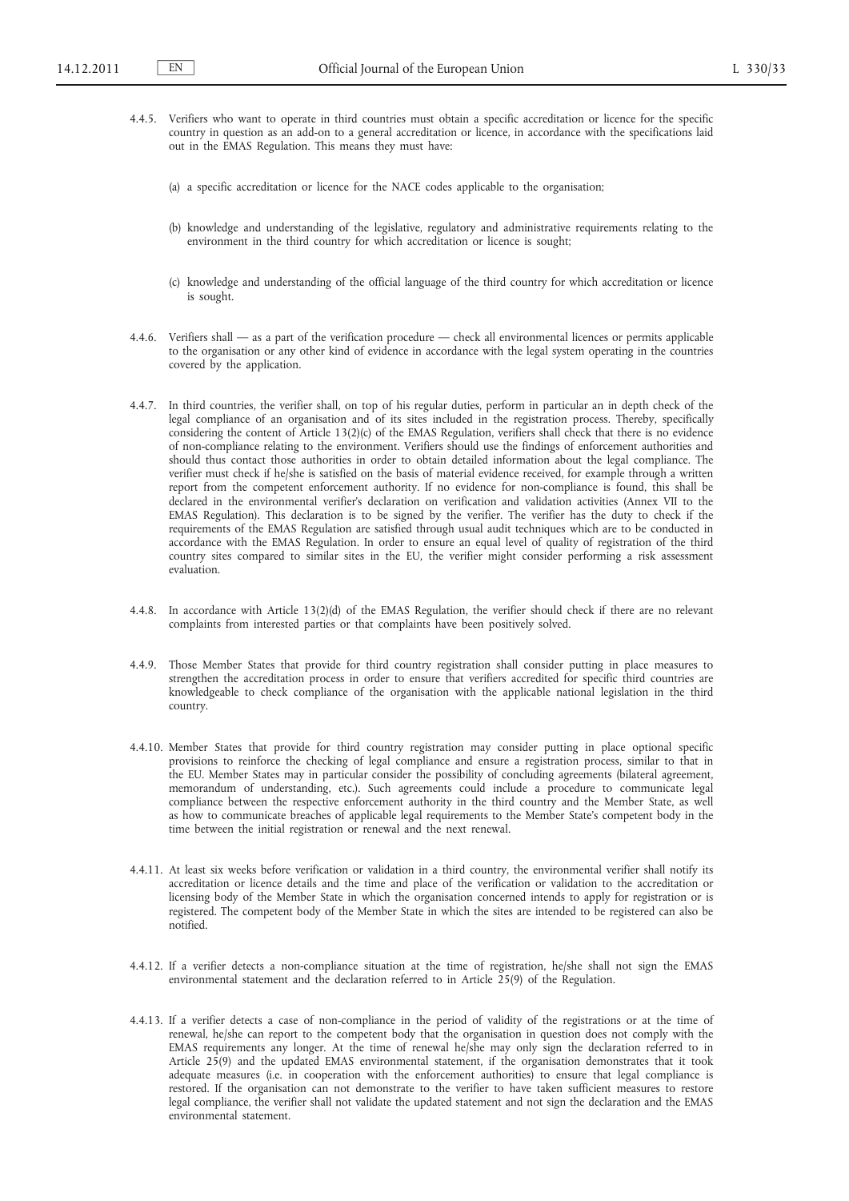4.4.5. Verifiers who want to operate in third countries must obtain a specific accreditation or licence for the specific country in question as an add-on to a general accreditation or licence, in accordance with the specifications laid out in the EMAS Regulation. This means they must have:

(a) a specific accreditation or licence for the NACE codes applicable to the organisation;

(b) knowledge and understanding of the legislative, regulatory and administrative requirements relating to the environment in the third country for which accreditation or licence is sought;

(c) knowledge and understanding of the official language of the third country for which accreditation or licence is sought.

4.4.6. Verifiers shall — as a part of the verification procedure — check all environmental licences or permits applicable to the organisation or any other kind of evidence in accordance with the legal system operating in the countries covered by the application.

4.4.7. In third countries, the verifier shall, on top of his regular duties, perform in particular an in depth check of the legal compliance of an organisation and of its sites included in the registration process. Thereby, specifically considering the content of Article 13(2)(c) of the EMAS Regulation, verifiers shall check that there is no evidence of non-compliance relating to the environment. Verifiers should use the findings of enforcement authorities and should thus contact those authorities in order to obtain detailed information about the legal compliance. The verifier must check if he/she is satisfied on the basis of material evidence received, for example through a written report from the competent enforcement authority. If no evidence for non-compliance is found, this shall be declared in the environmental verifier's declaration on verification and validation activities (Annex VII to the EMAS Regulation). This declaration is to be signed by the verifier. The verifier has the duty to check if the requirements of the EMAS Regulation are satisfied through usual audit techniques which are to be conducted in accordance with the EMAS Regulation. In order to ensure an equal level of quality of registration of the third country sites compared to similar sites in the EU, the verifier might consider performing a risk assessment evaluation.

4.4.8. In accordance with Article 13(2)(d) of the EMAS Regulation, the verifier should check if there are no relevant complaints from interested parties or that complaints have been positively solved.

4.4.9. Those Member States that provide for third country registration shall consider putting in place measures to strengthen the accreditation process in order to ensure that verifiers accredited for specific third countries are knowledgeable to check compliance of the organisation with the applicable national legislation in the third country.

4.4.10. Member States that provide for third country registration may consider putting in place optional specific provisions to reinforce the checking of legal compliance and ensure a registration process, similar to that in the EU. Member States may in particular consider the possibility of concluding agreements (bilateral agreement, memorandum of understanding, etc.). Such agreements could include a procedure to communicate legal compliance between the respective enforcement authority in the third country and the Member State, as well as how to communicate breaches of applicable legal requirements to the Member State's competent body in the time between the initial registration or renewal and the next renewal.

4.4.11. At least six weeks before verification or validation in a third country, the environmental verifier shall notify its accreditation or licence details and the time and place of the verification or validation to the accreditation or licensing body of the Member State in which the organisation concerned intends to apply for registration or is registered. The competent body of the Member State in which the sites are intended to be registered can also be notified.

4.4.12. If a verifier detects a non-compliance situation at the time of registration, he/she shall not sign the EMAS environmental statement and the declaration referred to in Article 25(9) of the Regulation.

4.4.13. If a verifier detects a case of non-compliance in the period of validity of the registrations or at the time of renewal, he/she can report to the competent body that the organisation in question does not comply with the EMAS requirements any longer. At the time of renewal he/she may only sign the declaration referred to in Article 25(9) and the updated EMAS environmental statement, if the organisation demonstrates that it took adequate measures (i.e. in cooperation with the enforcement authorities) to ensure that legal compliance is restored. If the organisation can not demonstrate to the verifier to have taken sufficient measures to restore legal compliance, the verifier shall not validate the updated statement and not sign the declaration and the EMAS environmental statement.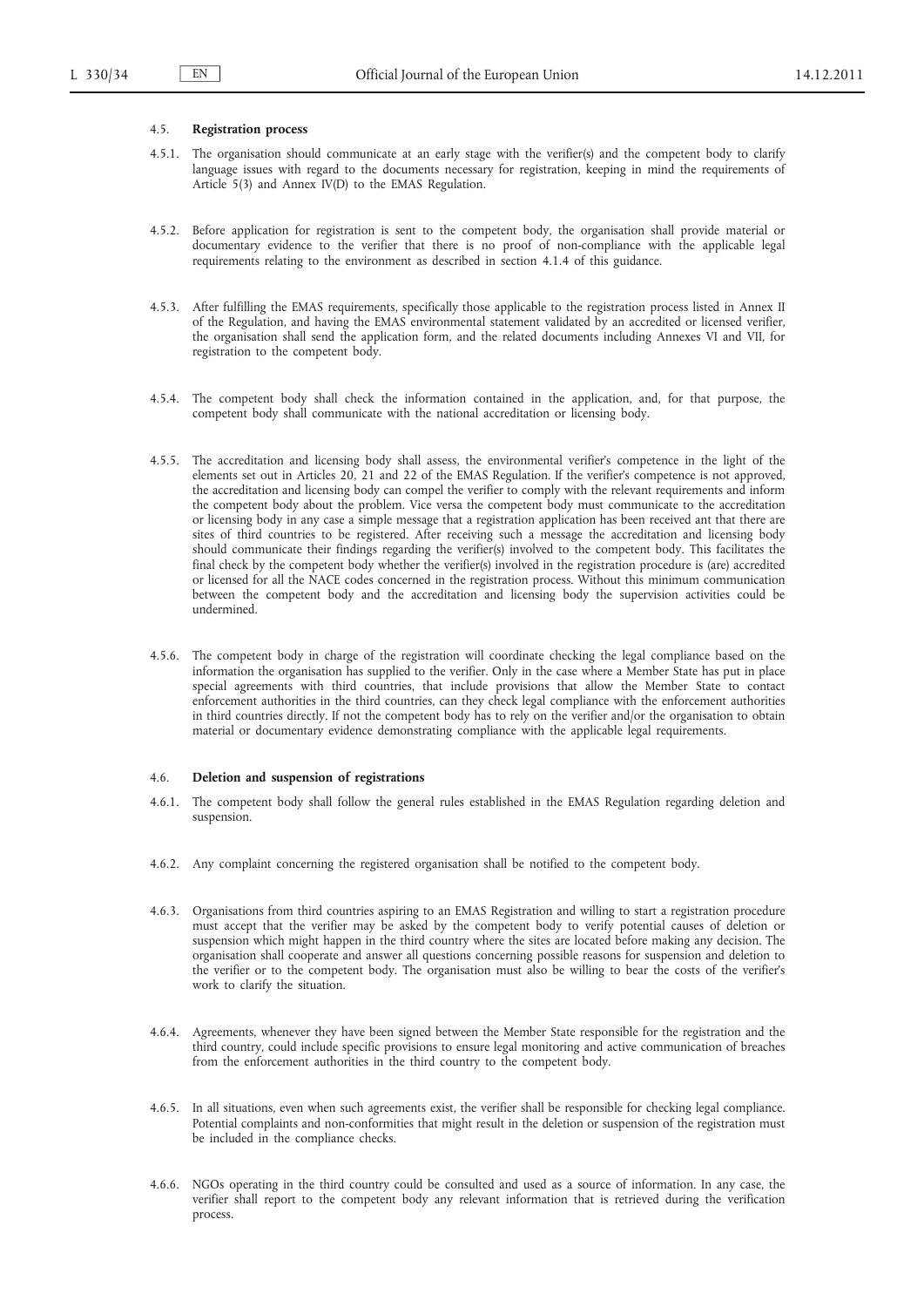## 4.5. **Registration process**

4.5.1. The organisation should communicate at an early stage with the verifier(s) and the competent body to clarify language issues with regard to the documents necessary for registration, keeping in mind the requirements of Article 5(3) and Annex IV(D) to the EMAS Regulation.

4.5.2. Before application for registration is sent to the competent body, the organisation shall provide material or documentary evidence to the verifier that there is no proof of non-compliance with the applicable legal requirements relating to the environment as described in section 4.1.4 of this guidance.

4.5.3. After fulfilling the EMAS requirements, specifically those applicable to the registration process listed in Annex II of the Regulation, and having the EMAS environmental statement validated by an accredited or licensed verifier, the organisation shall send the application form, and the related documents including Annexes VI and VII, for registration to the competent body.

4.5.4. The competent body shall check the information contained in the application, and, for that purpose, the competent body shall communicate with the national accreditation or licensing body.

4.5.5. The accreditation and licensing body shall assess, the environmental verifier's competence in the light of the elements set out in Articles 20, 21 and 22 of the EMAS Regulation. If the verifier's competence is not approved, the accreditation and licensing body can compel the verifier to comply with the relevant requirements and inform the competent body about the problem. Vice versa the competent body must communicate to the accreditation or licensing body in any case a simple message that a registration application has been received ant that there are sites of third countries to be registered. After receiving such a message the accreditation and licensing body should communicate their findings regarding the verifier(s) involved to the competent body. This facilitates the final check by the competent body whether the verifier(s) involved in the registration procedure is (are) accredited or licensed for all the NACE codes concerned in the registration process. Without this minimum communication between the competent body and the accreditation and licensing body the supervision activities could be undermined.

4.5.6. The competent body in charge of the registration will coordinate checking the legal compliance based on the information the organisation has supplied to the verifier. Only in the case where a Member State has put in place special agreements with third countries, that include provisions that allow the Member State to contact enforcement authorities in the third countries, can they check legal compliance with the enforcement authorities in third countries directly. If not the competent body has to rely on the verifier and/or the organisation to obtain material or documentary evidence demonstrating compliance with the applicable legal requirements.

## 4.6. **Deletion and suspension of registrations**

4.6.1. The competent body shall follow the general rules established in the EMAS Regulation regarding deletion and suspension.

4.6.2. Any complaint concerning the registered organisation shall be notified to the competent body.

4.6.3. Organisations from third countries aspiring to an EMAS Registration and willing to start a registration procedure must accept that the verifier may be asked by the competent body to verify potential causes of deletion or suspension which might happen in the third country where the sites are located before making any decision. The organisation shall cooperate and answer all questions concerning possible reasons for suspension and deletion to the verifier or to the competent body. The organisation must also be willing to bear the costs of the verifier's work to clarify the situation.

4.6.4. Agreements, whenever they have been signed between the Member State responsible for the registration and the third country, could include specific provisions to ensure legal monitoring and active communication of breaches from the enforcement authorities in the third country to the competent body.

4.6.5. In all situations, even when such agreements exist, the verifier shall be responsible for checking legal compliance. Potential complaints and non-conformities that might result in the deletion or suspension of the registration must be included in the compliance checks.

4.6.6. NGOs operating in the third country could be consulted and used as a source of information. In any case, the verifier shall report to the competent body any relevant information that is retrieved during the verification process.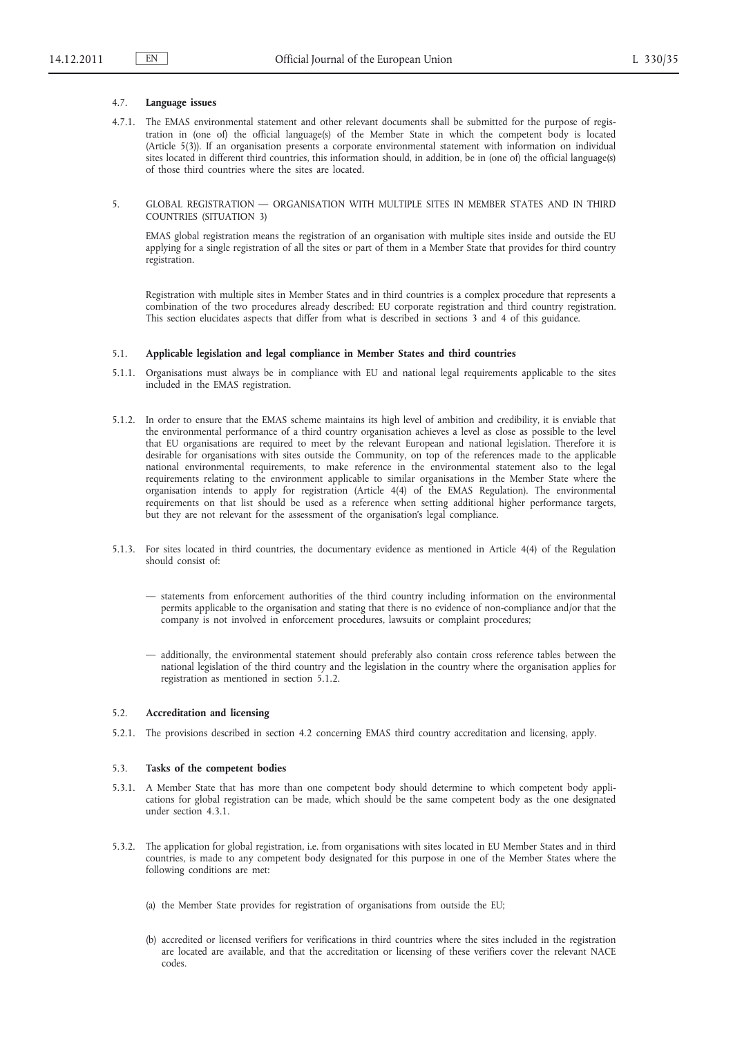### 4.7. **Language issues**

4.7.1. The EMAS environmental statement and other relevant documents shall be submitted for the purpose of registration in (one of) the official language(s) of the Member State in which the competent body is located (Article 5(3)). If an organisation presents a corporate environmental statement with information on individual sites located in different third countries, this information should, in addition, be in (one of) the official language(s) of those third countries where the sites are located.

## 5. GLOBAL REGISTRATION — ORGANISATION WITH MULTIPLE SITES IN MEMBER STATES AND IN THIRD COUNTRIES (SITUATION 3)

EMAS global registration means the registration of an organisation with multiple sites inside and outside the EU applying for a single registration of all the sites or part of them in a Member State that provides for third country registration.

Registration with multiple sites in Member States and in third countries is a complex procedure that represents a combination of the two procedures already described: EU corporate registration and third country registration. This section elucidates aspects that differ from what is described in sections 3 and 4 of this guidance.

### 5.1. **Applicable legislation and legal compliance in Member States and third countries**

5.1.1. Organisations must always be in compliance with EU and national legal requirements applicable to the sites included in the EMAS registration.

5.1.2. In order to ensure that the EMAS scheme maintains its high level of ambition and credibility, it is enviable that the environmental performance of a third country organisation achieves a level as close as possible to the level that EU organisations are required to meet by the relevant European and national legislation. Therefore it is desirable for organisations with sites outside the Community, on top of the references made to the applicable national environmental requirements, to make reference in the environmental statement also to the legal requirements relating to the environment applicable to similar organisations in the Member State where the organisation intends to apply for registration (Article 4(4) of the EMAS Regulation). The environmental requirements on that list should be used as a reference when setting additional higher performance targets, but they are not relevant for the assessment of the organisation's legal compliance.

5.1.3. For sites located in third countries, the documentary evidence as mentioned in Article 4(4) of the Regulation should consist of:

— statements from enforcement authorities of the third country including information on the environmental permits applicable to the organisation and stating that there is no evidence of non-compliance and/or that the company is not involved in enforcement procedures, lawsuits or complaint procedures;

— additionally, the environmental statement should preferably also contain cross reference tables between the national legislation of the third country and the legislation in the country where the organisation applies for registration as mentioned in section 5.1.2.

### 5.2. **Accreditation and licensing**

5.2.1. The provisions described in section 4.2 concerning EMAS third country accreditation and licensing, apply.

### 5.3. **Tasks of the competent bodies**

5.3.1. A Member State that has more than one competent body should determine to which competent body applications for global registration can be made, which should be the same competent body as the one designated under section 4.3.1.

5.3.2. The application for global registration, i.e. from organisations with sites located in EU Member States and in third countries, is made to any competent body designated for this purpose in one of the Member States where the following conditions are met:

(a) the Member State provides for registration of organisations from outside the EU;

(b) accredited or licensed verifiers for verifications in third countries where the sites included in the registration are located are available, and that the accreditation or licensing of these verifiers cover the relevant NACE codes.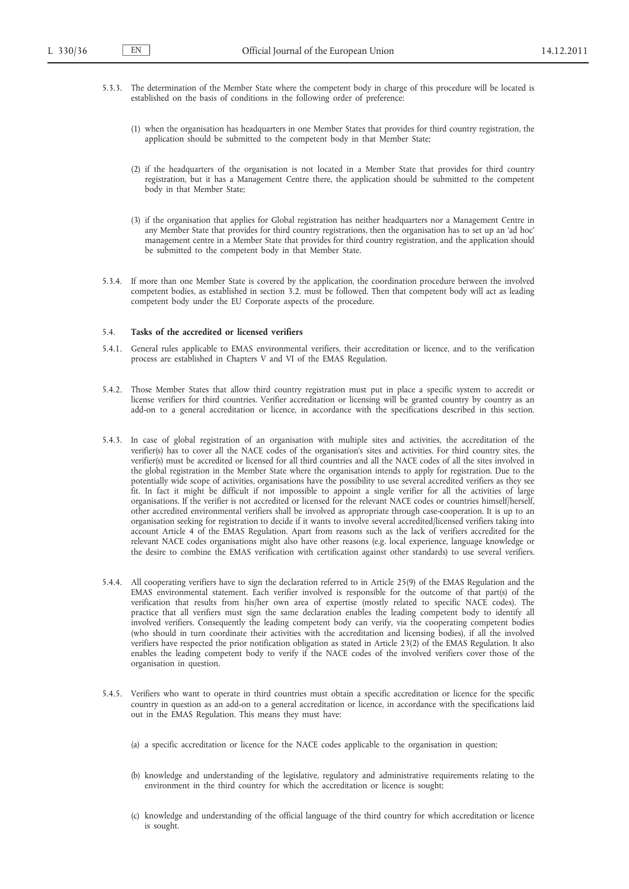5.3.3. The determination of the Member State where the competent body in charge of this procedure will be located is established on the basis of conditions in the following order of preference:

(1) when the organisation has headquarters in one Member States that provides for third country registration, the application should be submitted to the competent body in that Member State;

(2) if the headquarters of the organisation is not located in a Member State that provides for third country registration, but it has a Management Centre there, the application should be submitted to the competent body in that Member State;

(3) if the organisation that applies for Global registration has neither headquarters nor a Management Centre in any Member State that provides for third country registrations, then the organisation has to set up an 'ad hoc' management centre in a Member State that provides for third country registration, and the application should be submitted to the competent body in that Member State.

5.3.4. If more than one Member State is covered by the application, the coordination procedure between the involved competent bodies, as established in section 3.2. must be followed. Then that competent body will act as leading competent body under the EU Corporate aspects of the procedure.

### 5.4. **Tasks of the accredited or licensed verifiers**

5.4.1. General rules applicable to EMAS environmental verifiers, their accreditation or licence, and to the verification process are established in Chapters V and VI of the EMAS Regulation.

5.4.2. Those Member States that allow third country registration must put in place a specific system to accredit or license verifiers for third countries. Verifier accreditation or licensing will be granted country by country as an add-on to a general accreditation or licence, in accordance with the specifications described in this section.

5.4.3. In case of global registration of an organisation with multiple sites and activities, the accreditation of the verifier(s) has to cover all the NACE codes of the organisation's sites and activities. For third country sites, the verifier(s) must be accredited or licensed for all third countries and all the NACE codes of all the sites involved in the global registration in the Member State where the organisation intends to apply for registration. Due to the potentially wide scope of activities, organisations have the possibility to use several accredited verifiers as they see fit. In fact it might be difficult if not impossible to appoint a single verifier for all the activities of large organisations. If the verifier is not accredited or licensed for the relevant NACE codes or countries himself/herself, other accredited environmental verifiers shall be involved as appropriate through case-cooperation. It is up to an organisation seeking for registration to decide if it wants to involve several accredited/licensed verifiers taking into account Article 4 of the EMAS Regulation. Apart from reasons such as the lack of verifiers accredited for the relevant NACE codes organisations might also have other reasons (e.g. local experience, language knowledge or the desire to combine the EMAS verification with certification against other standards) to use several verifiers.

5.4.4. All cooperating verifiers have to sign the declaration referred to in Article 25(9) of the EMAS Regulation and the EMAS environmental statement. Each verifier involved is responsible for the outcome of that part(s) of the verification that results from his/her own area of expertise (mostly related to specific NACE codes). The practice that all verifiers must sign the same declaration enables the leading competent body to identify all involved verifiers. Consequently the leading competent body can verify, via the cooperating competent bodies (who should in turn coordinate their activities with the accreditation and licensing bodies), if all the involved verifiers have respected the prior notification obligation as stated in Article 23(2) of the EMAS Regulation. It also enables the leading competent body to verify if the NACE codes of the involved verifiers cover those of the organisation in question.

5.4.5. Verifiers who want to operate in third countries must obtain a specific accreditation or licence for the specific country in question as an add-on to a general accreditation or licence, in accordance with the specifications laid out in the EMAS Regulation. This means they must have:

(a) a specific accreditation or licence for the NACE codes applicable to the organisation in question;

(b) knowledge and understanding of the legislative, regulatory and administrative requirements relating to the environment in the third country for which the accreditation or licence is sought;

(c) knowledge and understanding of the official language of the third country for which accreditation or licence is sought.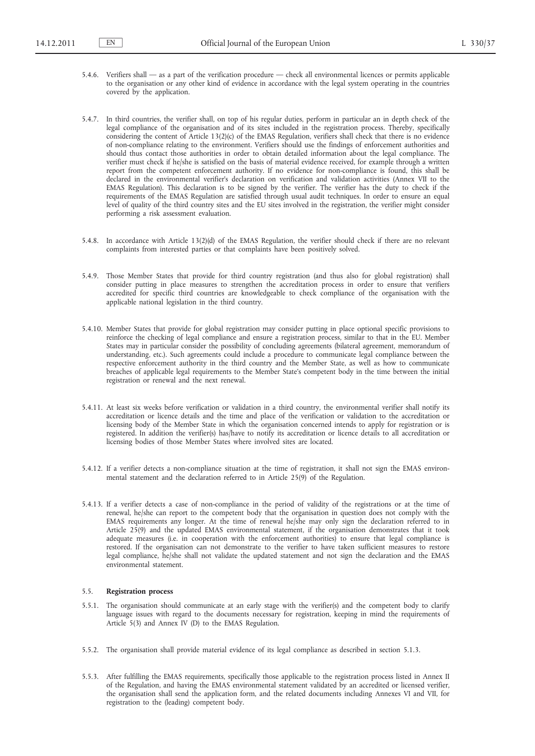5.4.6. Verifiers shall — as a part of the verification procedure — check all environmental licences or permits applicable to the organisation or any other kind of evidence in accordance with the legal system operating in the countries covered by the application.

5.4.7. In third countries, the verifier shall, on top of his regular duties, perform in particular an in depth check of the legal compliance of the organisation and of its sites included in the registration process. Thereby, specifically considering the content of Article 13(2)(c) of the EMAS Regulation, verifiers shall check that there is no evidence of non-compliance relating to the environment. Verifiers should use the findings of enforcement authorities and should thus contact those authorities in order to obtain detailed information about the legal compliance. The verifier must check if he/she is satisfied on the basis of material evidence received, for example through a written report from the competent enforcement authority. If no evidence for non-compliance is found, this shall be declared in the environmental verifier's declaration on verification and validation activities (Annex VII to the EMAS Regulation). This declaration is to be signed by the verifier. The verifier has the duty to check if the requirements of the EMAS Regulation are satisfied through usual audit techniques. In order to ensure an equal level of quality of the third country sites and the EU sites involved in the registration, the verifier might consider performing a risk assessment evaluation.

5.4.8. In accordance with Article 13(2)(d) of the EMAS Regulation, the verifier should check if there are no relevant complaints from interested parties or that complaints have been positively solved.

5.4.9. Those Member States that provide for third country registration (and thus also for global registration) shall consider putting in place measures to strengthen the accreditation process in order to ensure that verifiers accredited for specific third countries are knowledgeable to check compliance of the organisation with the applicable national legislation in the third country.

5.4.10. Member States that provide for global registration may consider putting in place optional specific provisions to reinforce the checking of legal compliance and ensure a registration process, similar to that in the EU. Member States may in particular consider the possibility of concluding agreements (bilateral agreement, memorandum of understanding, etc.). Such agreements could include a procedure to communicate legal compliance between the respective enforcement authority in the third country and the Member State, as well as how to communicate breaches of applicable legal requirements to the Member State's competent body in the time between the initial registration or renewal and the next renewal.

5.4.11. At least six weeks before verification or validation in a third country, the environmental verifier shall notify its accreditation or licence details and the time and place of the verification or validation to the accreditation or licensing body of the Member State in which the organisation concerned intends to apply for registration or is registered. In addition the verifier(s) has/have to notify its accreditation or licence details to all accreditation or licensing bodies of those Member States where involved sites are located.

5.4.12. If a verifier detects a non-compliance situation at the time of registration, it shall not sign the EMAS environmental statement and the declaration referred to in Article 25(9) of the Regulation.

5.4.13. If a verifier detects a case of non-compliance in the period of validity of the registrations or at the time of renewal, he/she can report to the competent body that the organisation in question does not comply with the EMAS requirements any longer. At the time of renewal he/she may only sign the declaration referred to in Article 25(9) and the updated EMAS environmental statement, if the organisation demonstrates that it took adequate measures (i.e. in cooperation with the enforcement authorities) to ensure that legal compliance is restored. If the organisation can not demonstrate to the verifier to have taken sufficient measures to restore legal compliance, he/she shall not validate the updated statement and not sign the declaration and the EMAS environmental statement.

### 5.5. **Registration process**

5.5.1. The organisation should communicate at an early stage with the verifier(s) and the competent body to clarify language issues with regard to the documents necessary for registration, keeping in mind the requirements of Article 5(3) and Annex IV (D) to the EMAS Regulation.

5.5.2. The organisation shall provide material evidence of its legal compliance as described in section 5.1.3.

5.5.3. After fulfilling the EMAS requirements, specifically those applicable to the registration process listed in Annex II of the Regulation, and having the EMAS environmental statement validated by an accredited or licensed verifier, the organisation shall send the application form, and the related documents including Annexes VI and VII, for registration to the (leading) competent body.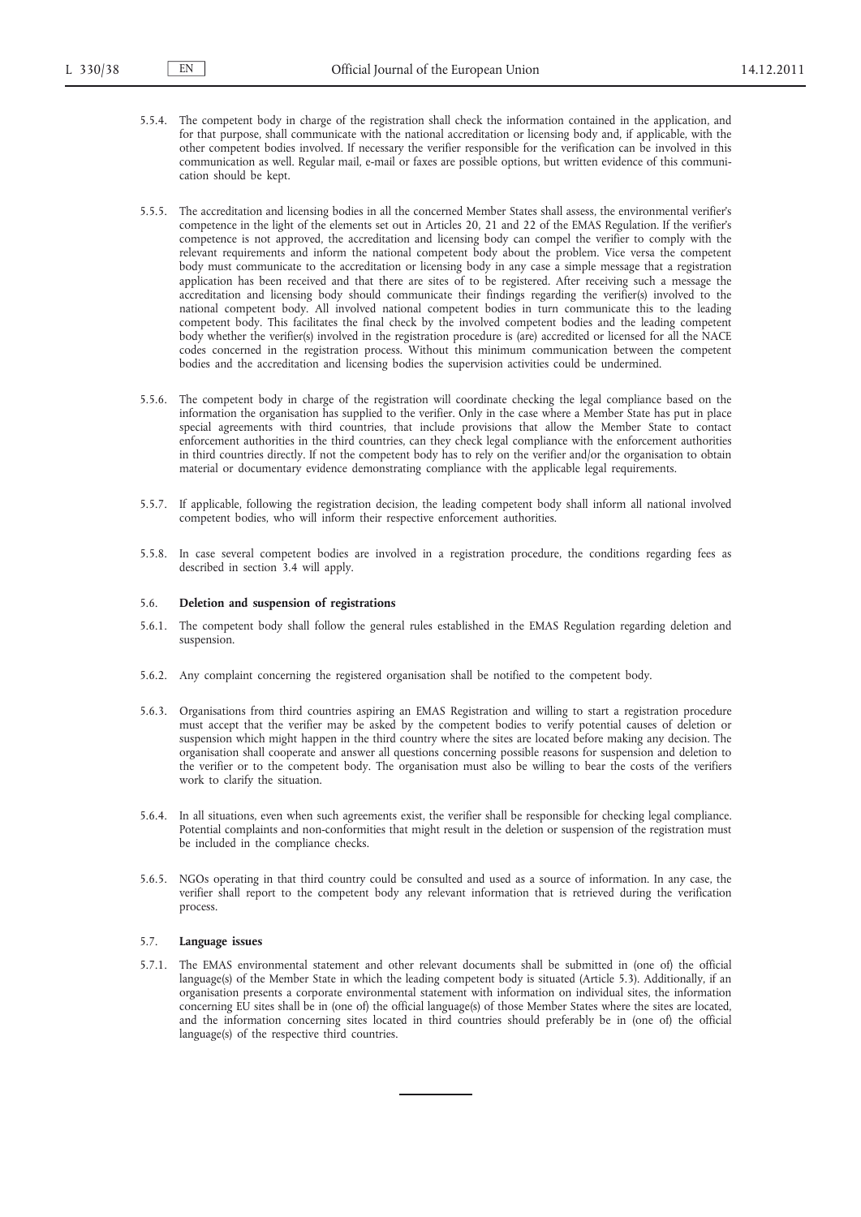5.5.4. The competent body in charge of the registration shall check the information contained in the application, and for that purpose, shall communicate with the national accreditation or licensing body and, if applicable, with the other competent bodies involved. If necessary the verifier responsible for the verification can be involved in this communication as well. Regular mail, e-mail or faxes are possible options, but written evidence of this communication should be kept.

5.5.5. The accreditation and licensing bodies in all the concerned Member States shall assess, the environmental verifier's competence in the light of the elements set out in Articles 20, 21 and 22 of the EMAS Regulation. If the verifier's competence is not approved, the accreditation and licensing body can compel the verifier to comply with the relevant requirements and inform the national competent body about the problem. Vice versa the competent body must communicate to the accreditation or licensing body in any case a simple message that a registration application has been received and that there are sites of to be registered. After receiving such a message the accreditation and licensing body should communicate their findings regarding the verifier(s) involved to the national competent body. All involved national competent bodies in turn communicate this to the leading competent body. This facilitates the final check by the involved competent bodies and the leading competent body whether the verifier(s) involved in the registration procedure is (are) accredited or licensed for all the NACE codes concerned in the registration process. Without this minimum communication between the competent bodies and the accreditation and licensing bodies the supervision activities could be undermined.

5.5.6. The competent body in charge of the registration will coordinate checking the legal compliance based on the information the organisation has supplied to the verifier. Only in the case where a Member State has put in place special agreements with third countries, that include provisions that allow the Member State to contact enforcement authorities in the third countries, can they check legal compliance with the enforcement authorities in third countries directly. If not the competent body has to rely on the verifier and/or the organisation to obtain material or documentary evidence demonstrating compliance with the applicable legal requirements.

5.5.7. If applicable, following the registration decision, the leading competent body shall inform all national involved competent bodies, who will inform their respective enforcement authorities.

5.5.8. In case several competent bodies are involved in a registration procedure, the conditions regarding fees as described in section 3.4 will apply.

5.6. **Deletion and suspension of registrations**

5.6.1. The competent body shall follow the general rules established in the EMAS Regulation regarding deletion and suspension.

5.6.2. Any complaint concerning the registered organisation shall be notified to the competent body.

5.6.3. Organisations from third countries aspiring an EMAS Registration and willing to start a registration procedure must accept that the verifier may be asked by the competent bodies to verify potential causes of deletion or suspension which might happen in the third country where the sites are located before making any decision. The organisation shall cooperate and answer all questions concerning possible reasons for suspension and deletion to the verifier or to the competent body. The organisation must also be willing to bear the costs of the verifiers work to clarify the situation.

5.6.4. In all situations, even when such agreements exist, the verifier shall be responsible for checking legal compliance. Potential complaints and non-conformities that might result in the deletion or suspension of the registration must be included in the compliance checks.

5.6.5. NGOs operating in that third country could be consulted and used as a source of information. In any case, the verifier shall report to the competent body any relevant information that is retrieved during the verification process.

5.7. **Language issues**

5.7.1. The EMAS environmental statement and other relevant documents shall be submitted in (one of) the official language(s) of the Member State in which the leading competent body is situated (Article 5.3). Additionally, if an organisation presents a corporate environmental statement with information on individual sites, the information concerning EU sites shall be in (one of) the official language(s) of those Member States where the sites are located, and the information concerning sites located in third countries should preferably be in (one of) the official language(s) of the respective third countries.